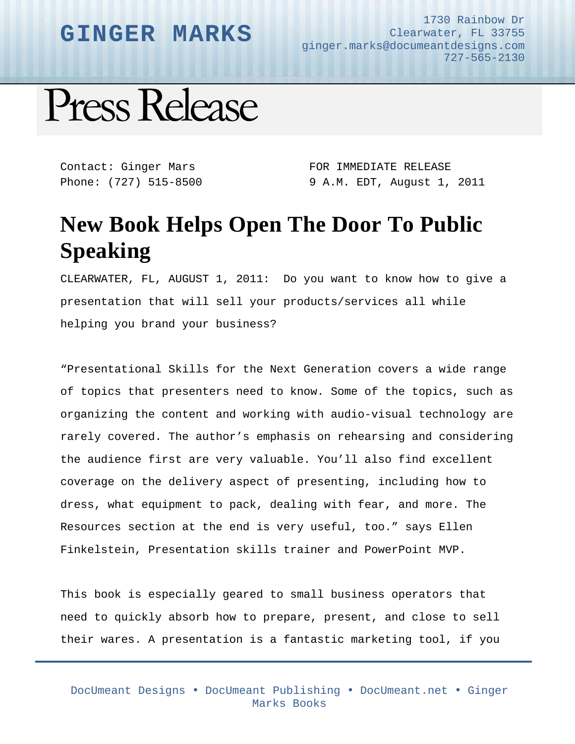# GINGER MARKS

1730 Rainbow Dr
Clearwater, FL 33755
ginger.marks@documeantdesigns.com
727-565-2130

# Press Release

Contact: Ginger Mars
Phone: (727) 515-8500

FOR IMMEDIATE RELEASE
9 A.M. EDT, August 1, 2011

## New Book Helps Open The Door To Public Speaking

CLEARWATER, FL, AUGUST 1, 2011: Do you want to know how to give a presentation that will sell your products/services all while helping you brand your business?

"Presentational Skills for the Next Generation covers a wide range of topics that presenters need to know. Some of the topics, such as organizing the content and working with audio-visual technology are rarely covered. The author's emphasis on rehearsing and considering the audience first are very valuable. You'll also find excellent coverage on the delivery aspect of presenting, including how to dress, what equipment to pack, dealing with fear, and more. The Resources section at the end is very useful, too." says Ellen Finkelstein, Presentation skills trainer and PowerPoint MVP.

This book is especially geared to small business operators that need to quickly absorb how to prepare, present, and close to sell their wares. A presentation is a fantastic marketing tool, if you

DocUmeant Designs • DocUmeant Publishing • DocUmeant.net • Ginger Marks Books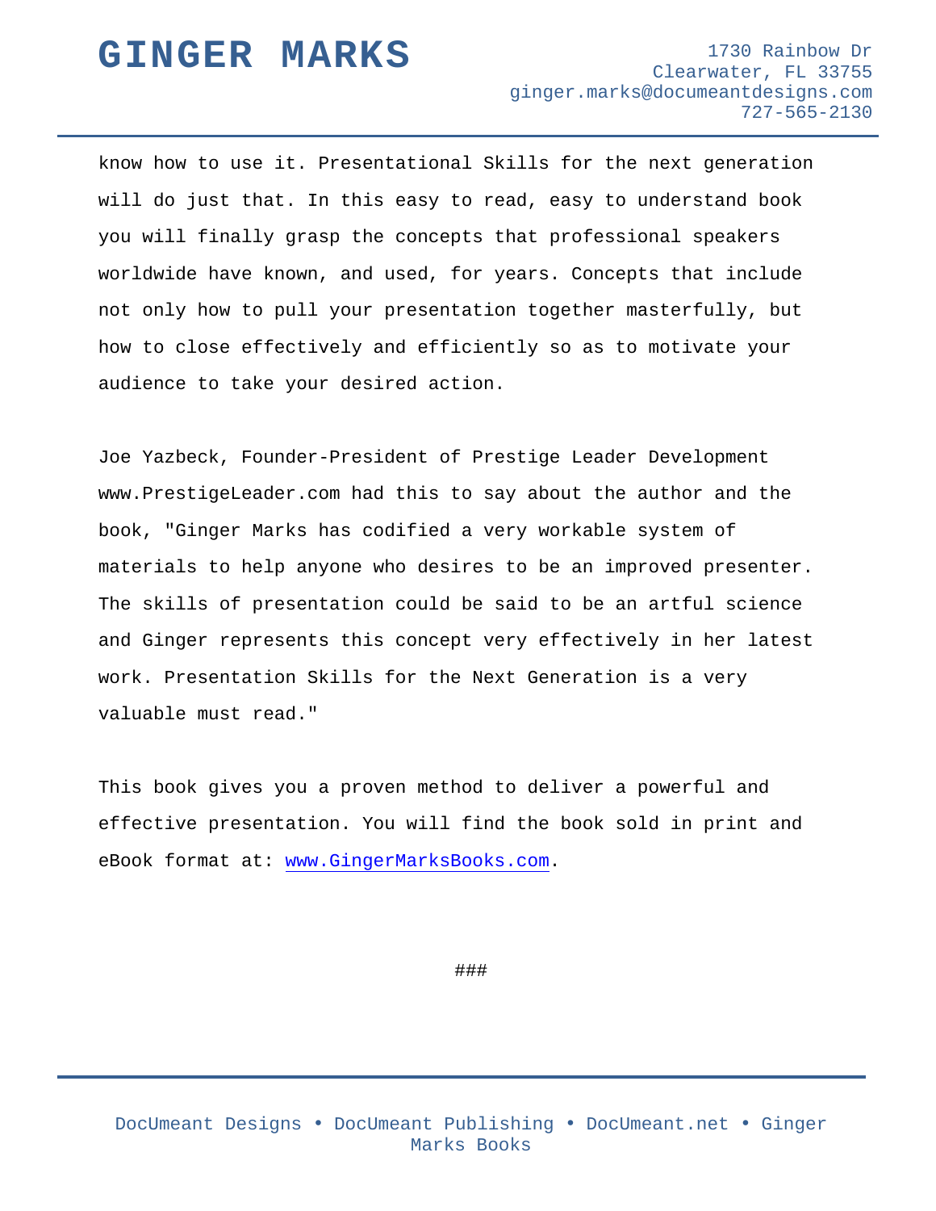know how to use it. Presentational Skills for the next generation will do just that. In this easy to read, easy to understand book you will finally grasp the concepts that professional speakers worldwide have known, and used, for years. Concepts that include not only how to pull your presentation together masterfully, but how to close effectively and efficiently so as to motivate your audience to take your desired action.

Joe Yazbeck, Founder-President of Prestige Leader Development www.PrestigeLeader.com had this to say about the author and the book, "Ginger Marks has codified a very workable system of materials to help anyone who desires to be an improved presenter. The skills of presentation could be said to be an artful science and Ginger represents this concept very effectively in her latest work. Presentation Skills for the Next Generation is a very valuable must read."

This book gives you a proven method to deliver a powerful and effective presentation. You will find the book sold in print and eBook format at: www.GingerMarksBooks.com.

###